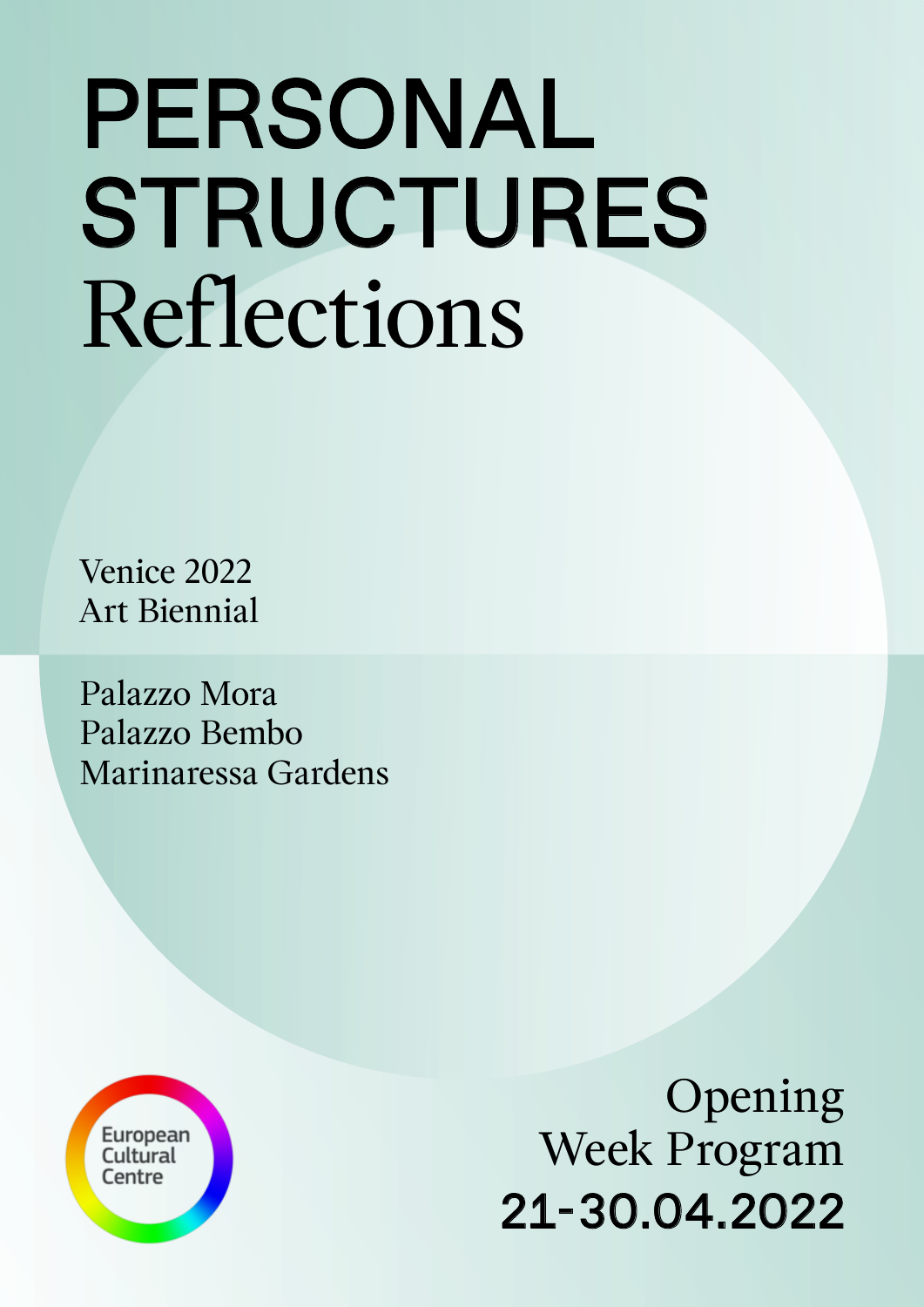# PERSONAL STRUCTURES Reflections

Venice 2022
Art Biennial

Palazzo Mora
Palazzo Bembo
Marinaressa Gardens

European Cultural Centre

Opening
Week Program
**21-30.04.2022**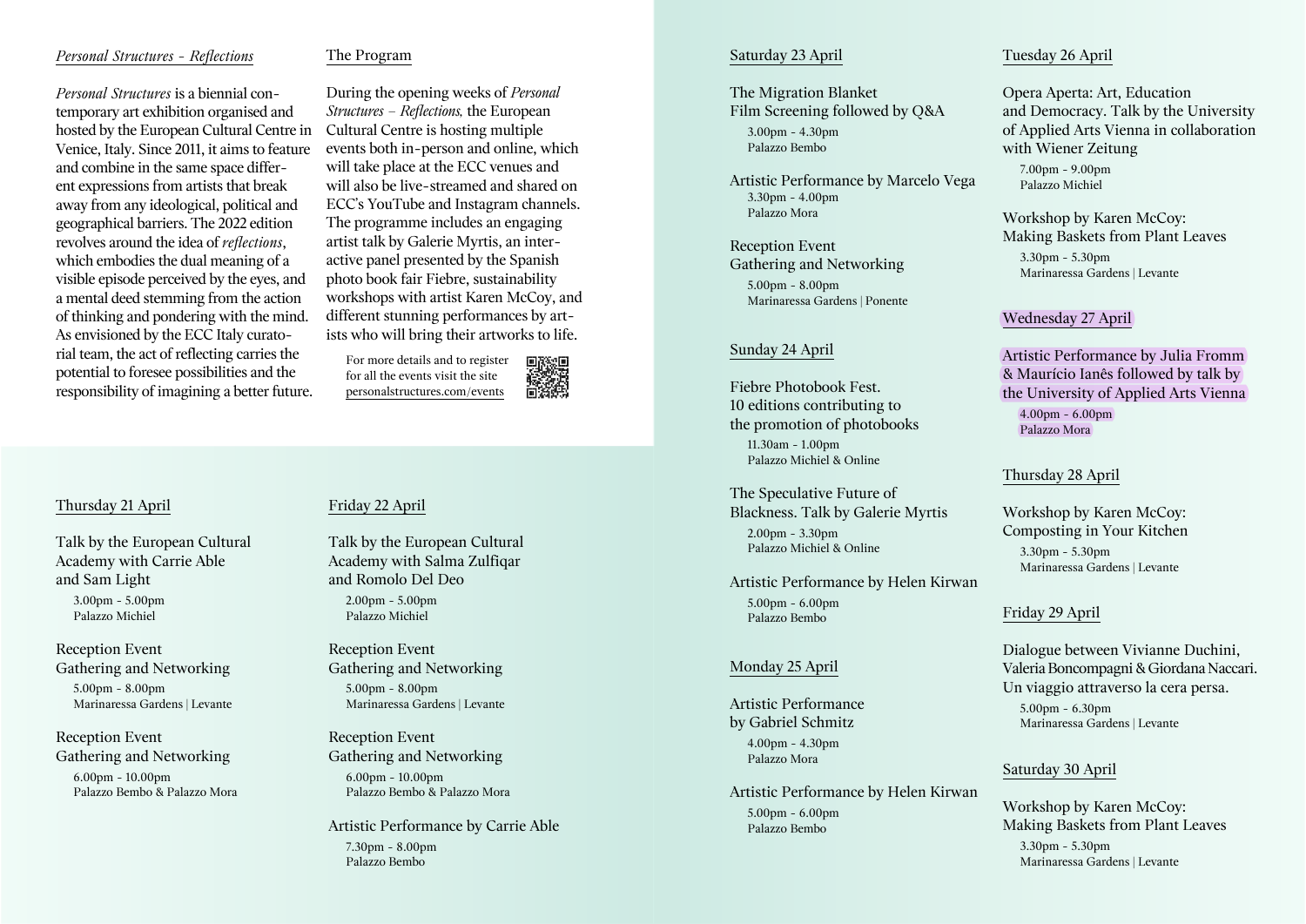## *Personal Structures – Reflections*

*Personal Structures* is a biennial contemporary art exhibition organised and hosted by the European Cultural Centre in Venice, Italy. Since 2011, it aims to feature and combine in the same space different expressions from artists that break away from any ideological, political and geographical barriers. The 2022 edition revolves around the idea of *reflections*, which embodies the dual meaning of a visible episode perceived by the eyes, and a mental deed stemming from the action of thinking and pondering with the mind. As envisioned by the ECC Italy curatorial team, the act of reflecting carries the potential to foresee possibilities and the responsibility of imagining a better future.

## The Program

During the opening weeks of *Personal Structures – Reflections,* the European Cultural Centre is hosting multiple events both in-person and online, which will take place at the ECC venues and will also be live-streamed and shared on ECC's YouTube and Instagram channels. The programme includes an engaging artist talk by Galerie Myrtis, an interactive panel presented by the Spanish photo book fair Fiebre, sustainability workshops with artist Karen McCoy, and different stunning performances by artists who will bring their artworks to life.

For more details and to register for all the events visit the site personalstructures.com/events

### Thursday 21 April

Talk by the European Cultural Academy with Carrie Able and Sam Light
3.00pm - 5.00pm
Palazzo Michiel

Reception Event
Gathering and Networking
5.00pm - 8.00pm
Marinaressa Gardens | Levante

Reception Event
Gathering and Networking
6.00pm - 10.00pm
Palazzo Bembo & Palazzo Mora

### Friday 22 April

Talk by the European Cultural Academy with Salma Zulfiqar and Romolo Del Deo
2.00pm - 5.00pm
Palazzo Michiel

Reception Event
Gathering and Networking
5.00pm - 8.00pm
Marinaressa Gardens | Levante

Reception Event
Gathering and Networking
6.00pm - 10.00pm
Palazzo Bembo & Palazzo Mora

Artistic Performance by Carrie Able
7.30pm - 8.00pm
Palazzo Bembo

### Saturday 23 April

The Migration Blanket
Film Screening followed by Q&A
3.00pm - 4.30pm
Palazzo Bembo

Artistic Performance by Marcelo Vega
3.30pm - 4.00pm
Palazzo Mora

Reception Event
Gathering and Networking
5.00pm - 8.00pm
Marinaressa Gardens | Ponente

### Sunday 24 April

Fiebre Photobook Fest.
10 editions contributing to the promotion of photobooks
11.30am - 1.00pm
Palazzo Michiel & Online

The Speculative Future of Blackness. Talk by Galerie Myrtis
2.00pm - 3.30pm
Palazzo Michiel & Online

Artistic Performance by Helen Kirwan
5.00pm - 6.00pm
Palazzo Bembo

### Monday 25 April

Artistic Performance by Gabriel Schmitz
4.00pm - 4.30pm
Palazzo Mora

Artistic Performance by Helen Kirwan
5.00pm - 6.00pm
Palazzo Bembo

### Tuesday 26 April

Opera Aperta: Art, Education and Democracy. Talk by the University of Applied Arts Vienna in collaboration with Wiener Zeitung
7.00pm - 9.00pm
Palazzo Michiel

Workshop by Karen McCoy:
Making Baskets from Plant Leaves
3.30pm - 5.30pm
Marinaressa Gardens | Levante

### Wednesday 27 April

Artistic Performance by Julia Fromm & Maurício Ianês followed by talk by the University of Applied Arts Vienna
4.00pm - 6.00pm
Palazzo Mora

### Thursday 28 April

Workshop by Karen McCoy:
Composting in Your Kitchen
3.30pm - 5.30pm
Marinaressa Gardens | Levante

### Friday 29 April

Dialogue between Vivianne Duchini, Valeria Boncompagni & Giordana Naccari. Un viaggio attraverso la cera persa.
5.00pm - 6.30pm
Marinaressa Gardens | Levante

### Saturday 30 April

Workshop by Karen McCoy:
Making Baskets from Plant Leaves
3.30pm - 5.30pm
Marinaressa Gardens | Levante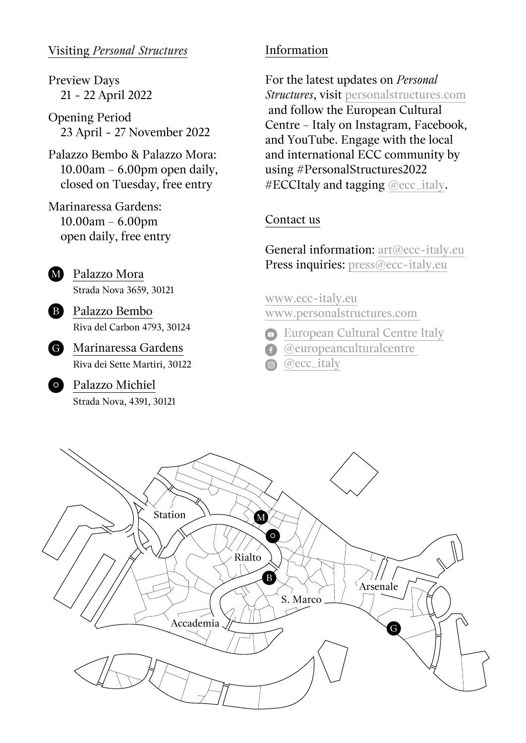## Visiting *Personal Structures*

Preview Days
21 - 22 April 2022

Opening Period
23 April - 27 November 2022

Palazzo Bembo & Palazzo Mora:
10.00am – 6.00pm open daily, closed on Tuesday, free entry

Marinaressa Gardens:
10.00am – 6.00pm
open daily, free entry

- M Palazzo Mora
  Strada Nova 3659, 30121
- B Palazzo Bembo
  Riva del Carbon 4793, 30124
- G Marinaressa Gardens
  Riva dei Sette Martiri, 30122
- ○ Palazzo Michiel
  Strada Nova, 4391, 30121

## Information

For the latest updates on *Personal Structures*, visit personalstructures.com and follow the European Cultural Centre – Italy on Instagram, Facebook, and YouTube. Engage with the local and international ECC community by using #PersonalStructures2022 #ECCItaly and tagging @ecc_italy.

## Contact us

General information: art@ecc-italy.eu
Press inquiries: press@ecc-italy.eu

www.ecc-italy.eu
www.personalstructures.com

- European Cultural Centre Italy
- @europeanculturalcentre
- @ecc_italy

Station
M
○
Rialto
B
S. Marco
Arsenale
G
Accademia